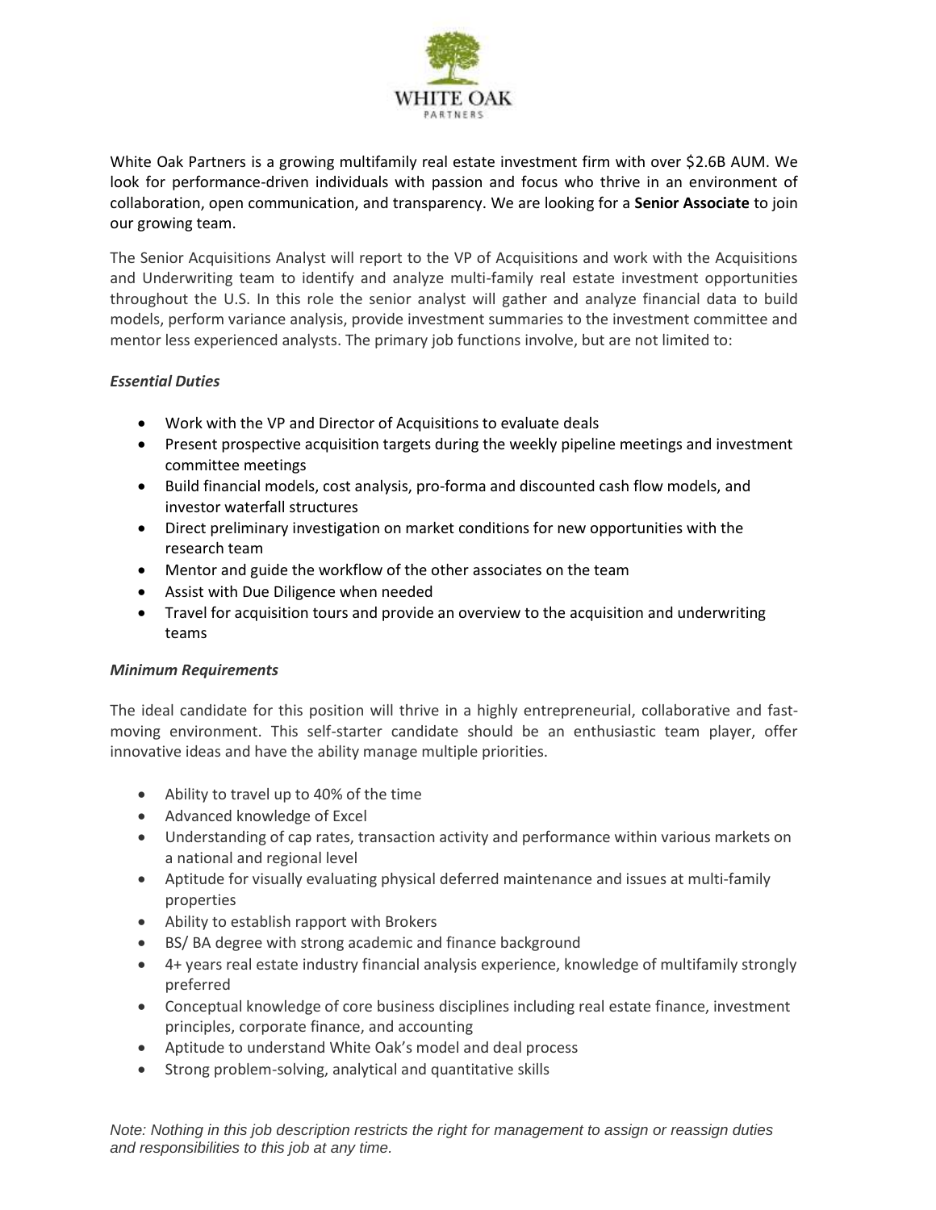WHITE OAK
PARTNERS

White Oak Partners is a growing multifamily real estate investment firm with over $2.6B AUM. We look for performance-driven individuals with passion and focus who thrive in an environment of collaboration, open communication, and transparency. We are looking for a **Senior Associate** to join our growing team.

The Senior Acquisitions Analyst will report to the VP of Acquisitions and work with the Acquisitions and Underwriting team to identify and analyze multi-family real estate investment opportunities throughout the U.S. In this role the senior analyst will gather and analyze financial data to build models, perform variance analysis, provide investment summaries to the investment committee and mentor less experienced analysts. The primary job functions involve, but are not limited to:

***Essential Duties***

- Work with the VP and Director of Acquisitions to evaluate deals
- Present prospective acquisition targets during the weekly pipeline meetings and investment committee meetings
- Build financial models, cost analysis, pro-forma and discounted cash flow models, and investor waterfall structures
- Direct preliminary investigation on market conditions for new opportunities with the research team
- Mentor and guide the workflow of the other associates on the team
- Assist with Due Diligence when needed
- Travel for acquisition tours and provide an overview to the acquisition and underwriting teams

***Minimum Requirements***

The ideal candidate for this position will thrive in a highly entrepreneurial, collaborative and fast-moving environment. This self-starter candidate should be an enthusiastic team player, offer innovative ideas and have the ability manage multiple priorities.

- Ability to travel up to 40% of the time
- Advanced knowledge of Excel
- Understanding of cap rates, transaction activity and performance within various markets on a national and regional level
- Aptitude for visually evaluating physical deferred maintenance and issues at multi-family properties
- Ability to establish rapport with Brokers
- BS/ BA degree with strong academic and finance background
- 4+ years real estate industry financial analysis experience, knowledge of multifamily strongly preferred
- Conceptual knowledge of core business disciplines including real estate finance, investment principles, corporate finance, and accounting
- Aptitude to understand White Oak's model and deal process
- Strong problem-solving, analytical and quantitative skills

*Note: Nothing in this job description restricts the right for management to assign or reassign duties and responsibilities to this job at any time.*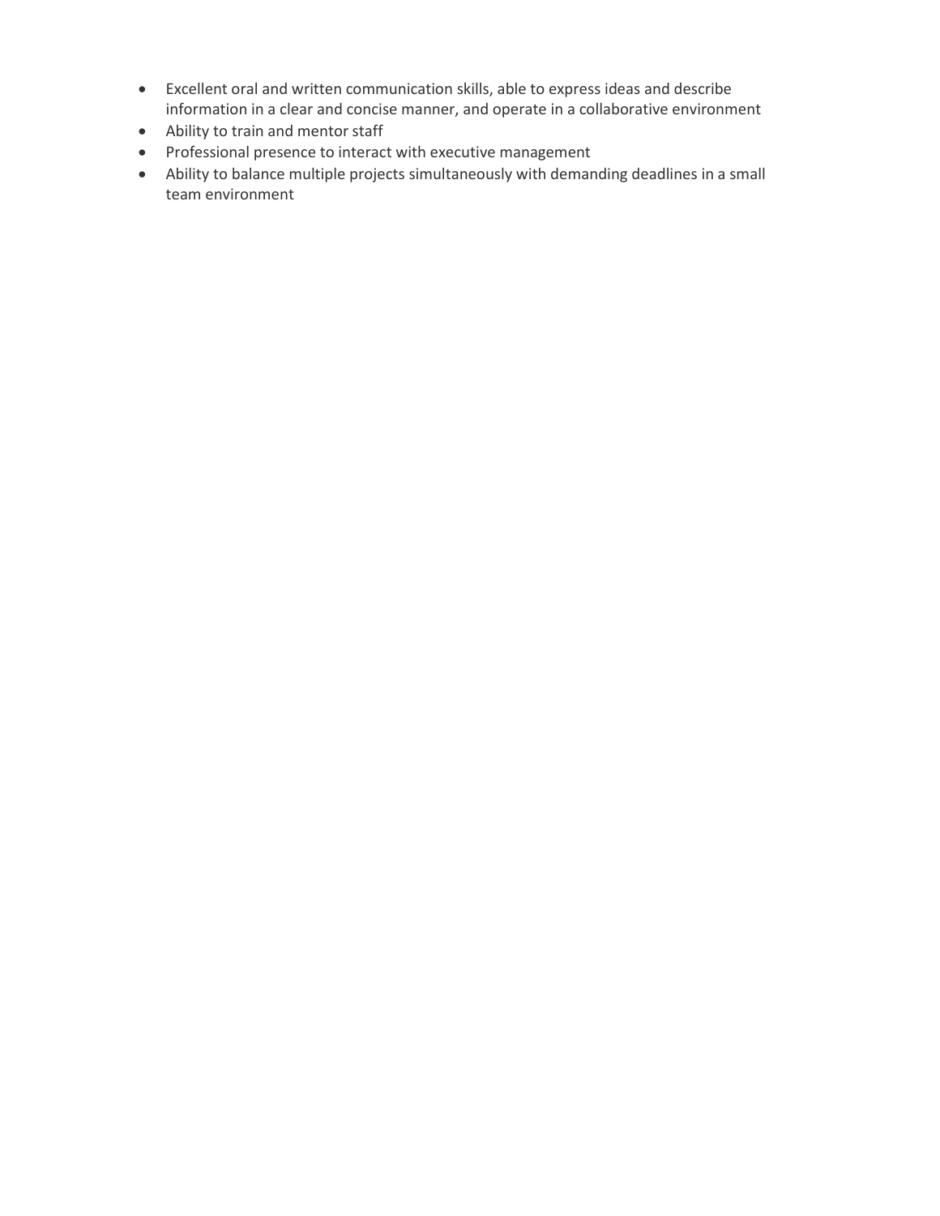- Excellent oral and written communication skills, able to express ideas and describe information in a clear and concise manner, and operate in a collaborative environment
- Ability to train and mentor staff
- Professional presence to interact with executive management
- Ability to balance multiple projects simultaneously with demanding deadlines in a small team environment